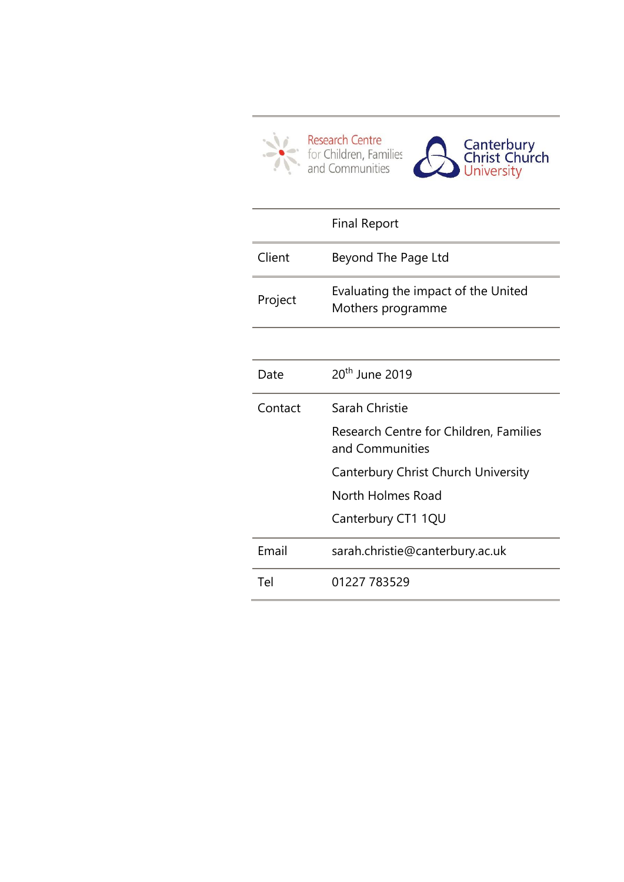Research Centre for Children, Families and Communities

Canterbury Christ Church University

| | |
|---|---|
| | Final Report |
| Client | Beyond The Page Ltd |
| Project | Evaluating the impact of the United Mothers programme |

| | |
|---|---|
| Date | 20th June 2019 |
| Contact | Sarah Christie<br>Research Centre for Children, Families and Communities<br>Canterbury Christ Church University<br>North Holmes Road<br>Canterbury CT1 1QU |
| Email | sarah.christie@canterbury.ac.uk |
| Tel | 01227 783529 |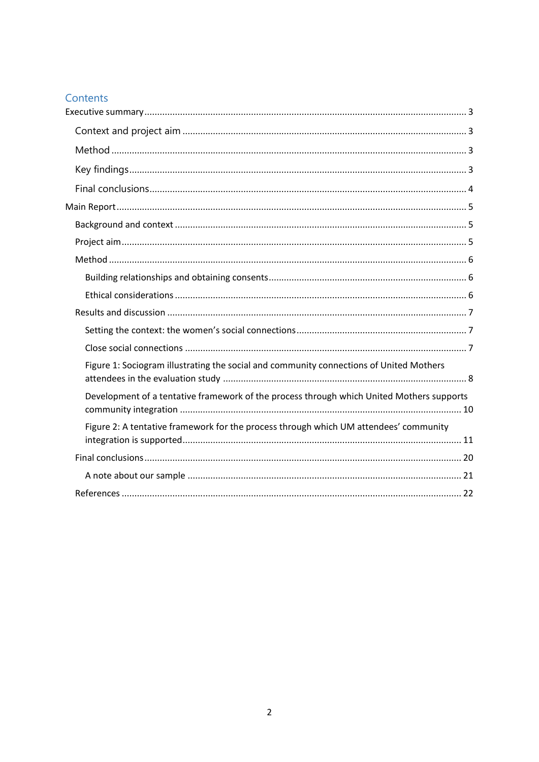## Contents

- Executive summary ........ 3
  - Context and project aim ........ 3
  - Method ........ 3
  - Key findings ........ 3
  - Final conclusions ........ 4
- Main Report ........ 5
  - Background and context ........ 5
  - Project aim ........ 5
  - Method ........ 6
    - Building relationships and obtaining consents ........ 6
    - Ethical considerations ........ 6
  - Results and discussion ........ 7
    - Setting the context: the women's social connections ........ 7
    - Close social connections ........ 7
    - Figure 1: Sociogram illustrating the social and community connections of United Mothers attendees in the evaluation study ........ 8
    - Development of a tentative framework of the process through which United Mothers supports community integration ........ 10
    - Figure 2: A tentative framework for the process through which UM attendees' community integration is supported ........ 11
  - Final conclusions ........ 20
    - A note about our sample ........ 21
  - References ........ 22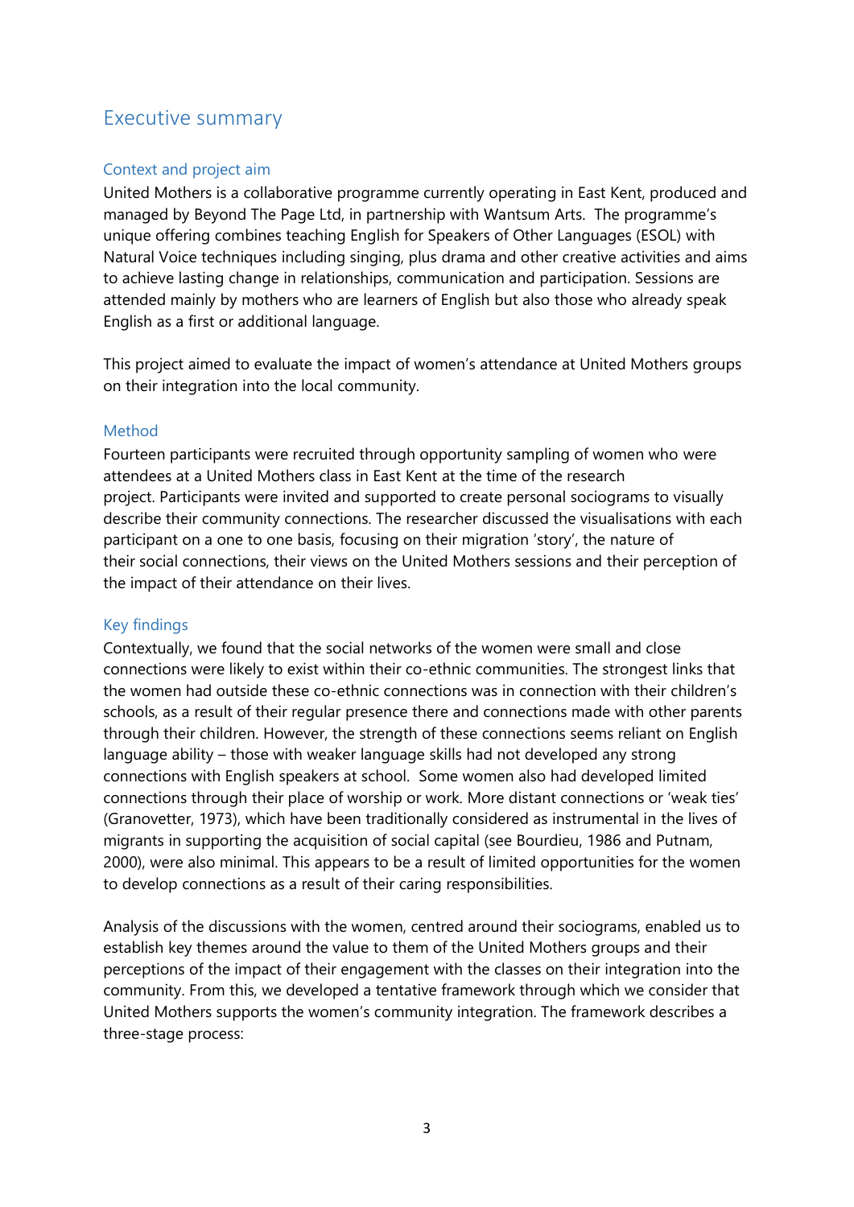## Executive summary

### Context and project aim

United Mothers is a collaborative programme currently operating in East Kent, produced and managed by Beyond The Page Ltd, in partnership with Wantsum Arts. The programme's unique offering combines teaching English for Speakers of Other Languages (ESOL) with Natural Voice techniques including singing, plus drama and other creative activities and aims to achieve lasting change in relationships, communication and participation. Sessions are attended mainly by mothers who are learners of English but also those who already speak English as a first or additional language.

This project aimed to evaluate the impact of women's attendance at United Mothers groups on their integration into the local community.

### Method

Fourteen participants were recruited through opportunity sampling of women who were attendees at a United Mothers class in East Kent at the time of the research project. Participants were invited and supported to create personal sociograms to visually describe their community connections. The researcher discussed the visualisations with each participant on a one to one basis, focusing on their migration 'story', the nature of their social connections, their views on the United Mothers sessions and their perception of the impact of their attendance on their lives.

### Key findings

Contextually, we found that the social networks of the women were small and close connections were likely to exist within their co-ethnic communities. The strongest links that the women had outside these co-ethnic connections was in connection with their children's schools, as a result of their regular presence there and connections made with other parents through their children. However, the strength of these connections seems reliant on English language ability – those with weaker language skills had not developed any strong connections with English speakers at school. Some women also had developed limited connections through their place of worship or work. More distant connections or 'weak ties' (Granovetter, 1973), which have been traditionally considered as instrumental in the lives of migrants in supporting the acquisition of social capital (see Bourdieu, 1986 and Putnam, 2000), were also minimal. This appears to be a result of limited opportunities for the women to develop connections as a result of their caring responsibilities.

Analysis of the discussions with the women, centred around their sociograms, enabled us to establish key themes around the value to them of the United Mothers groups and their perceptions of the impact of their engagement with the classes on their integration into the community. From this, we developed a tentative framework through which we consider that United Mothers supports the women's community integration. The framework describes a three-stage process: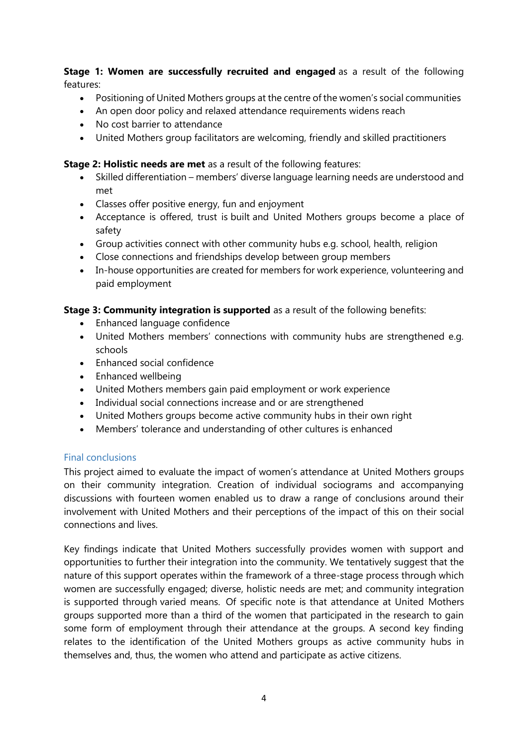**Stage 1: Women are successfully recruited and engaged** as a result of the following features:

- Positioning of United Mothers groups at the centre of the women's social communities
- An open door policy and relaxed attendance requirements widens reach
- No cost barrier to attendance
- United Mothers group facilitators are welcoming, friendly and skilled practitioners

**Stage 2: Holistic needs are met** as a result of the following features:

- Skilled differentiation – members' diverse language learning needs are understood and met
- Classes offer positive energy, fun and enjoyment
- Acceptance is offered, trust is built and United Mothers groups become a place of safety
- Group activities connect with other community hubs e.g. school, health, religion
- Close connections and friendships develop between group members
- In-house opportunities are created for members for work experience, volunteering and paid employment

**Stage 3: Community integration is supported** as a result of the following benefits:

- Enhanced language confidence
- United Mothers members' connections with community hubs are strengthened e.g. schools
- Enhanced social confidence
- Enhanced wellbeing
- United Mothers members gain paid employment or work experience
- Individual social connections increase and or are strengthened
- United Mothers groups become active community hubs in their own right
- Members' tolerance and understanding of other cultures is enhanced

## Final conclusions

This project aimed to evaluate the impact of women's attendance at United Mothers groups on their community integration. Creation of individual sociograms and accompanying discussions with fourteen women enabled us to draw a range of conclusions around their involvement with United Mothers and their perceptions of the impact of this on their social connections and lives.

Key findings indicate that United Mothers successfully provides women with support and opportunities to further their integration into the community. We tentatively suggest that the nature of this support operates within the framework of a three-stage process through which women are successfully engaged; diverse, holistic needs are met; and community integration is supported through varied means. Of specific note is that attendance at United Mothers groups supported more than a third of the women that participated in the research to gain some form of employment through their attendance at the groups. A second key finding relates to the identification of the United Mothers groups as active community hubs in themselves and, thus, the women who attend and participate as active citizens.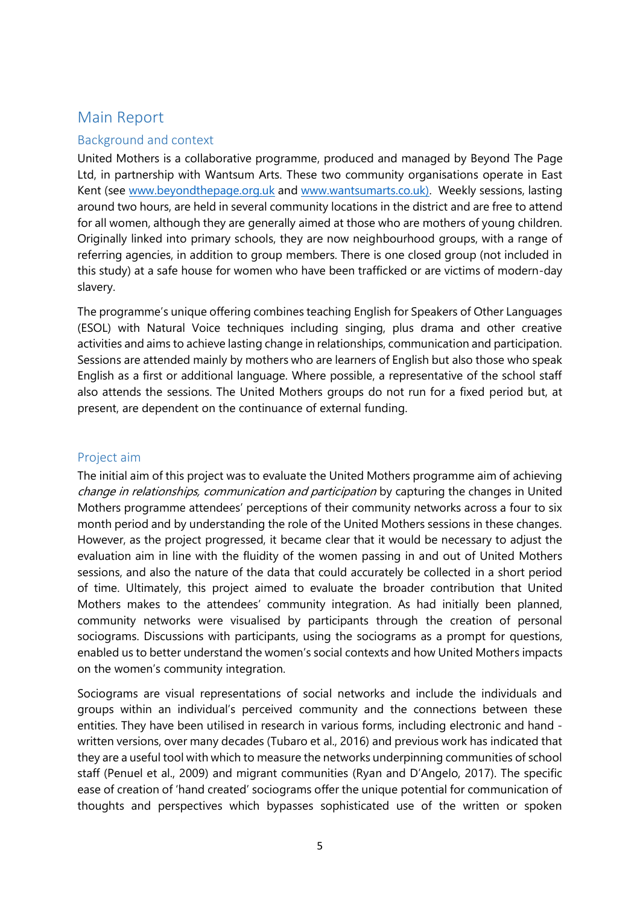# Main Report

## Background and context

United Mothers is a collaborative programme, produced and managed by Beyond The Page Ltd, in partnership with Wantsum Arts. These two community organisations operate in East Kent (see [www.beyondthepage.org.uk](http://www.beyondthepage.org.uk) and [www.wantsumarts.co.uk](http://www.wantsumarts.co.uk)). Weekly sessions, lasting around two hours, are held in several community locations in the district and are free to attend for all women, although they are generally aimed at those who are mothers of young children. Originally linked into primary schools, they are now neighbourhood groups, with a range of referring agencies, in addition to group members. There is one closed group (not included in this study) at a safe house for women who have been trafficked or are victims of modern-day slavery.

The programme's unique offering combines teaching English for Speakers of Other Languages (ESOL) with Natural Voice techniques including singing, plus drama and other creative activities and aims to achieve lasting change in relationships, communication and participation. Sessions are attended mainly by mothers who are learners of English but also those who speak English as a first or additional language. Where possible, a representative of the school staff also attends the sessions. The United Mothers groups do not run for a fixed period but, at present, are dependent on the continuance of external funding.

## Project aim

The initial aim of this project was to evaluate the United Mothers programme aim of achieving *change in relationships, communication and participation* by capturing the changes in United Mothers programme attendees' perceptions of their community networks across a four to six month period and by understanding the role of the United Mothers sessions in these changes. However, as the project progressed, it became clear that it would be necessary to adjust the evaluation aim in line with the fluidity of the women passing in and out of United Mothers sessions, and also the nature of the data that could accurately be collected in a short period of time. Ultimately, this project aimed to evaluate the broader contribution that United Mothers makes to the attendees' community integration. As had initially been planned, community networks were visualised by participants through the creation of personal sociograms. Discussions with participants, using the sociograms as a prompt for questions, enabled us to better understand the women's social contexts and how United Mothers impacts on the women's community integration.

Sociograms are visual representations of social networks and include the individuals and groups within an individual's perceived community and the connections between these entities. They have been utilised in research in various forms, including electronic and hand - written versions, over many decades (Tubaro et al., 2016) and previous work has indicated that they are a useful tool with which to measure the networks underpinning communities of school staff (Penuel et al., 2009) and migrant communities (Ryan and D'Angelo, 2017). The specific ease of creation of 'hand created' sociograms offer the unique potential for communication of thoughts and perspectives which bypasses sophisticated use of the written or spoken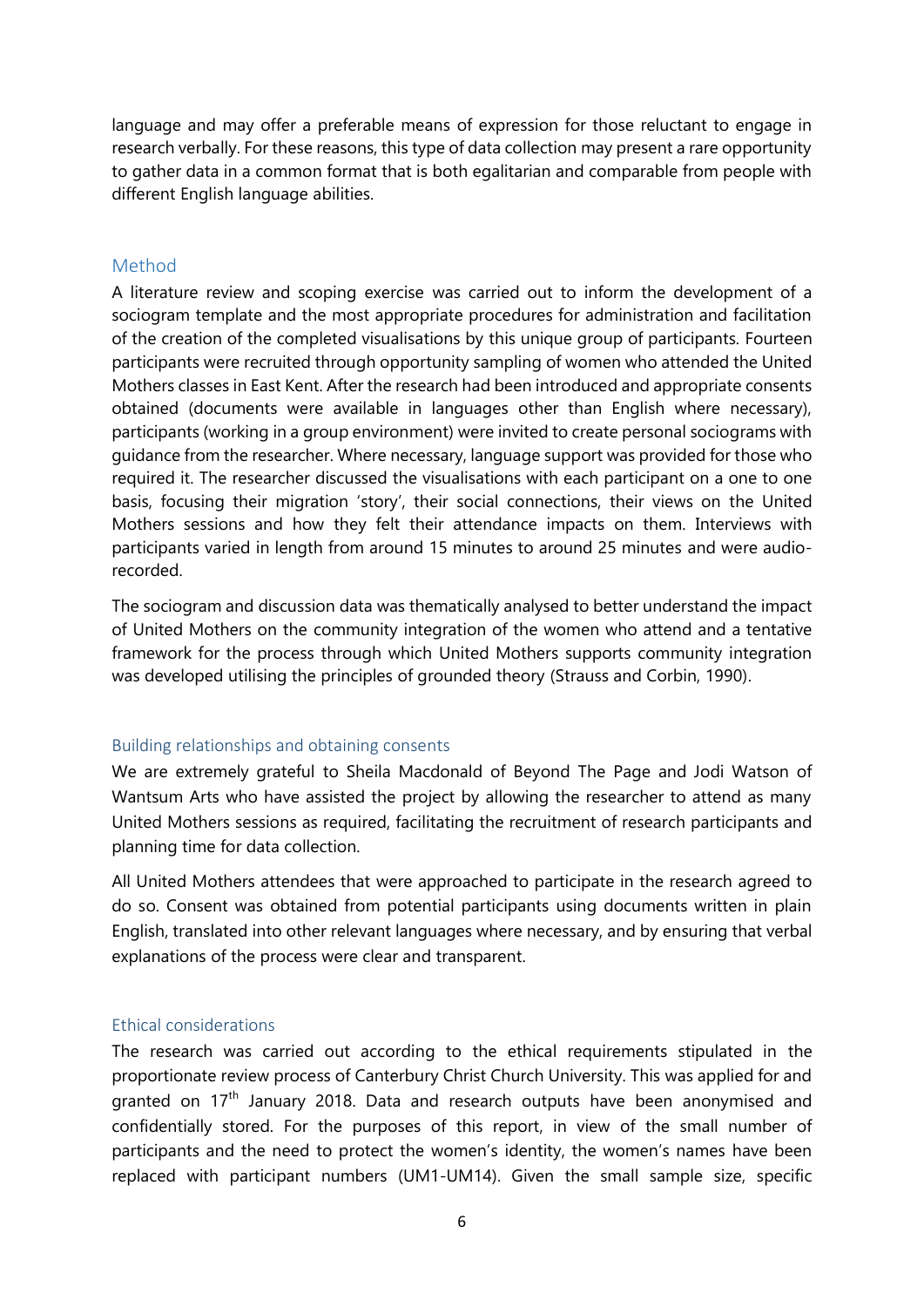language and may offer a preferable means of expression for those reluctant to engage in research verbally. For these reasons, this type of data collection may present a rare opportunity to gather data in a common format that is both egalitarian and comparable from people with different English language abilities.

## Method

A literature review and scoping exercise was carried out to inform the development of a sociogram template and the most appropriate procedures for administration and facilitation of the creation of the completed visualisations by this unique group of participants. Fourteen participants were recruited through opportunity sampling of women who attended the United Mothers classes in East Kent. After the research had been introduced and appropriate consents obtained (documents were available in languages other than English where necessary), participants (working in a group environment) were invited to create personal sociograms with guidance from the researcher. Where necessary, language support was provided for those who required it. The researcher discussed the visualisations with each participant on a one to one basis, focusing their migration 'story', their social connections, their views on the United Mothers sessions and how they felt their attendance impacts on them. Interviews with participants varied in length from around 15 minutes to around 25 minutes and were audio-recorded.

The sociogram and discussion data was thematically analysed to better understand the impact of United Mothers on the community integration of the women who attend and a tentative framework for the process through which United Mothers supports community integration was developed utilising the principles of grounded theory (Strauss and Corbin, 1990).

### Building relationships and obtaining consents

We are extremely grateful to Sheila Macdonald of Beyond The Page and Jodi Watson of Wantsum Arts who have assisted the project by allowing the researcher to attend as many United Mothers sessions as required, facilitating the recruitment of research participants and planning time for data collection.

All United Mothers attendees that were approached to participate in the research agreed to do so. Consent was obtained from potential participants using documents written in plain English, translated into other relevant languages where necessary, and by ensuring that verbal explanations of the process were clear and transparent.

### Ethical considerations

The research was carried out according to the ethical requirements stipulated in the proportionate review process of Canterbury Christ Church University. This was applied for and granted on 17th January 2018. Data and research outputs have been anonymised and confidentially stored. For the purposes of this report, in view of the small number of participants and the need to protect the women's identity, the women's names have been replaced with participant numbers (UM1-UM14). Given the small sample size, specific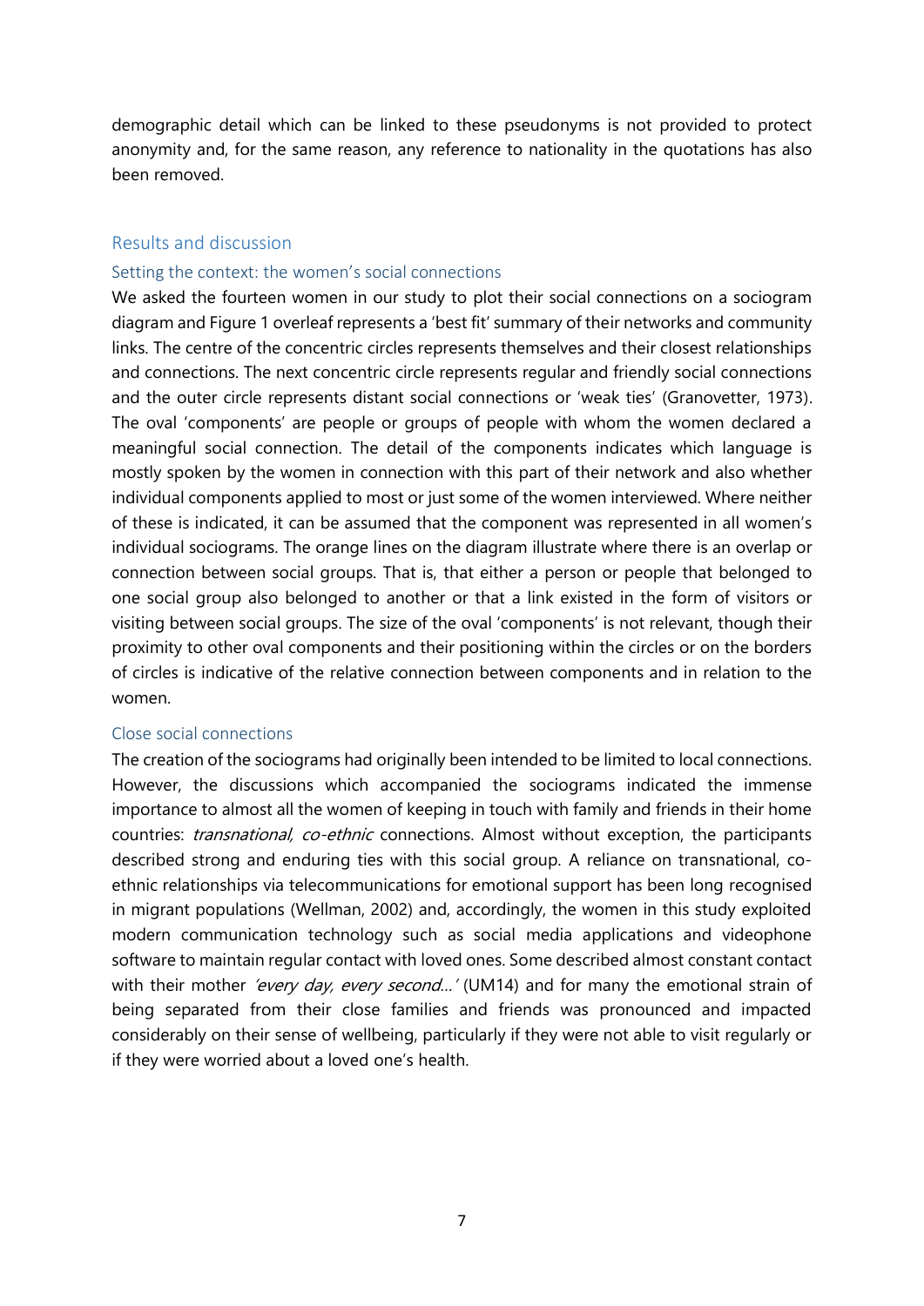demographic detail which can be linked to these pseudonyms is not provided to protect anonymity and, for the same reason, any reference to nationality in the quotations has also been removed.

## Results and discussion

### Setting the context: the women's social connections

We asked the fourteen women in our study to plot their social connections on a sociogram diagram and Figure 1 overleaf represents a 'best fit' summary of their networks and community links. The centre of the concentric circles represents themselves and their closest relationships and connections. The next concentric circle represents regular and friendly social connections and the outer circle represents distant social connections or 'weak ties' (Granovetter, 1973). The oval 'components' are people or groups of people with whom the women declared a meaningful social connection. The detail of the components indicates which language is mostly spoken by the women in connection with this part of their network and also whether individual components applied to most or just some of the women interviewed. Where neither of these is indicated, it can be assumed that the component was represented in all women's individual sociograms. The orange lines on the diagram illustrate where there is an overlap or connection between social groups. That is, that either a person or people that belonged to one social group also belonged to another or that a link existed in the form of visitors or visiting between social groups. The size of the oval 'components' is not relevant, though their proximity to other oval components and their positioning within the circles or on the borders of circles is indicative of the relative connection between components and in relation to the women.

### Close social connections

The creation of the sociograms had originally been intended to be limited to local connections. However, the discussions which accompanied the sociograms indicated the immense importance to almost all the women of keeping in touch with family and friends in their home countries: *transnational, co-ethnic* connections. Almost without exception, the participants described strong and enduring ties with this social group. A reliance on transnational, co-ethnic relationships via telecommunications for emotional support has been long recognised in migrant populations (Wellman, 2002) and, accordingly, the women in this study exploited modern communication technology such as social media applications and videophone software to maintain regular contact with loved ones. Some described almost constant contact with their mother *'every day, every second…'* (UM14) and for many the emotional strain of being separated from their close families and friends was pronounced and impacted considerably on their sense of wellbeing, particularly if they were not able to visit regularly or if they were worried about a loved one's health.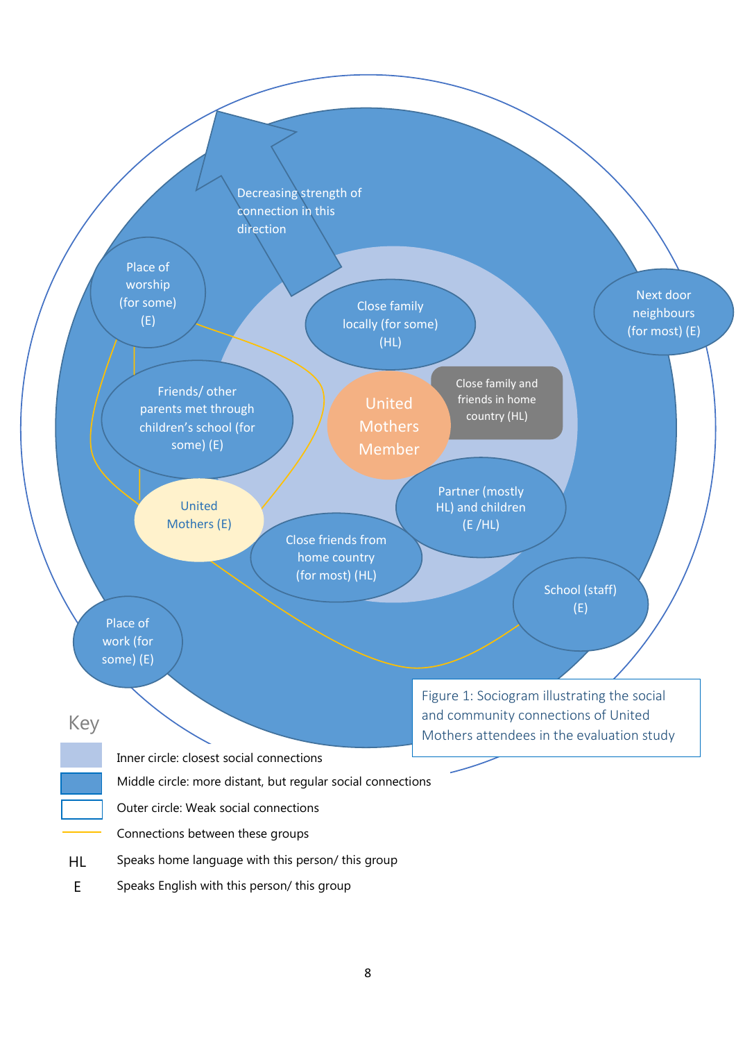Decreasing strength of connection in this direction

Place of worship (for some) (E)

Close family locally (for some) (HL)

Next door neighbours (for most) (E)

Friends/ other parents met through children's school (for some) (E)

United Mothers Member

Close family and friends in home country (HL)

United Mothers (E)

Partner (mostly HL) and children (E /HL)

Close friends from home country (for most) (HL)

School (staff) (E)

Place of work (for some) (E)

Figure 1: Sociogram illustrating the social and community connections of United Mothers attendees in the evaluation study

Key

- Inner circle: closest social connections
- Middle circle: more distant, but regular social connections
- Outer circle: Weak social connections
- Connections between these groups
- HL — Speaks home language with this person/ this group
- E — Speaks English with this person/ this group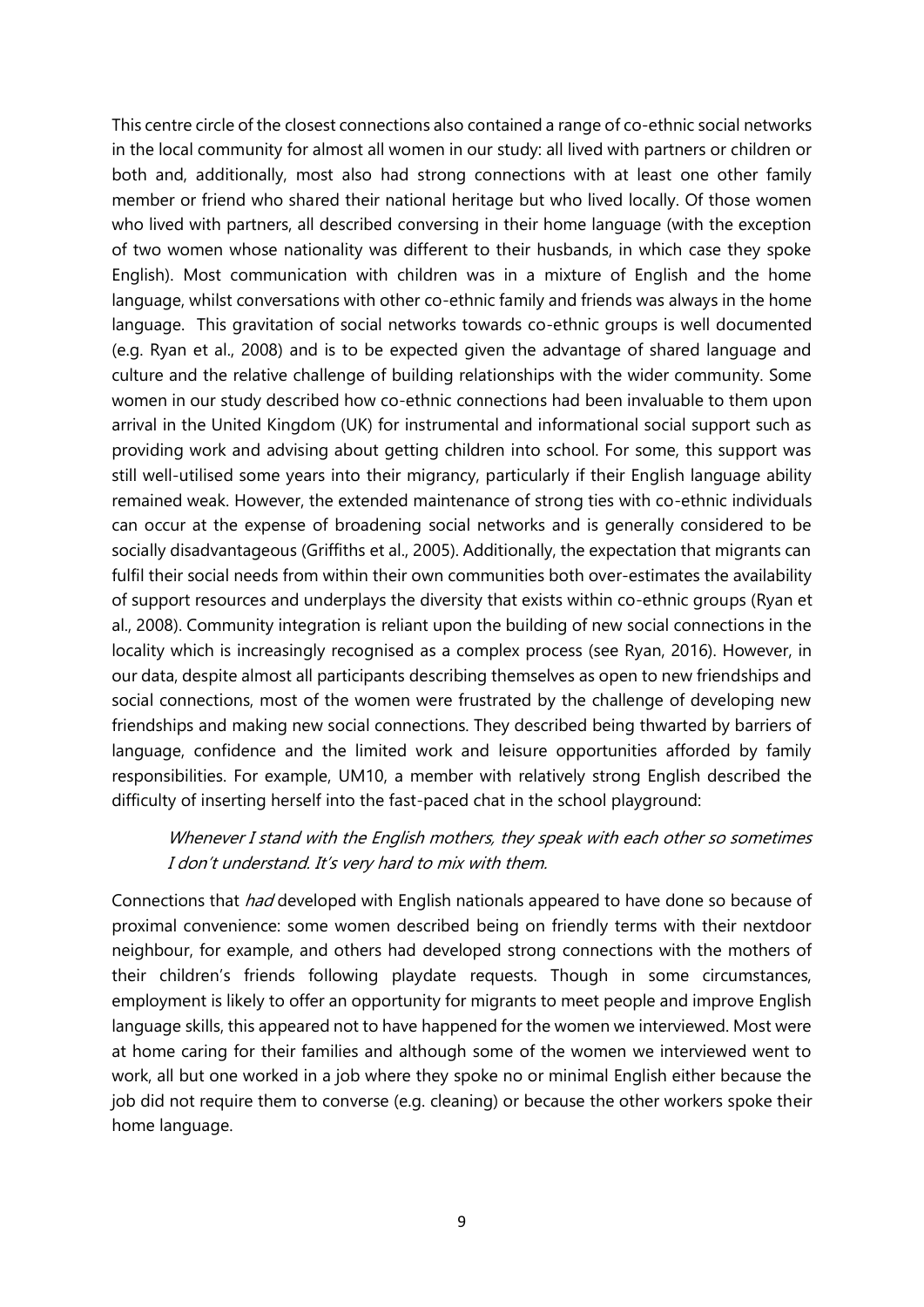This centre circle of the closest connections also contained a range of co-ethnic social networks in the local community for almost all women in our study: all lived with partners or children or both and, additionally, most also had strong connections with at least one other family member or friend who shared their national heritage but who lived locally. Of those women who lived with partners, all described conversing in their home language (with the exception of two women whose nationality was different to their husbands, in which case they spoke English). Most communication with children was in a mixture of English and the home language, whilst conversations with other co-ethnic family and friends was always in the home language. This gravitation of social networks towards co-ethnic groups is well documented (e.g. Ryan et al., 2008) and is to be expected given the advantage of shared language and culture and the relative challenge of building relationships with the wider community. Some women in our study described how co-ethnic connections had been invaluable to them upon arrival in the United Kingdom (UK) for instrumental and informational social support such as providing work and advising about getting children into school. For some, this support was still well-utilised some years into their migrancy, particularly if their English language ability remained weak. However, the extended maintenance of strong ties with co-ethnic individuals can occur at the expense of broadening social networks and is generally considered to be socially disadvantageous (Griffiths et al., 2005). Additionally, the expectation that migrants can fulfil their social needs from within their own communities both over-estimates the availability of support resources and underplays the diversity that exists within co-ethnic groups (Ryan et al., 2008). Community integration is reliant upon the building of new social connections in the locality which is increasingly recognised as a complex process (see Ryan, 2016). However, in our data, despite almost all participants describing themselves as open to new friendships and social connections, most of the women were frustrated by the challenge of developing new friendships and making new social connections. They described being thwarted by barriers of language, confidence and the limited work and leisure opportunities afforded by family responsibilities. For example, UM10, a member with relatively strong English described the difficulty of inserting herself into the fast-paced chat in the school playground:

> *Whenever I stand with the English mothers, they speak with each other so sometimes I don't understand. It's very hard to mix with them.*

Connections that *had* developed with English nationals appeared to have done so because of proximal convenience: some women described being on friendly terms with their nextdoor neighbour, for example, and others had developed strong connections with the mothers of their children's friends following playdate requests. Though in some circumstances, employment is likely to offer an opportunity for migrants to meet people and improve English language skills, this appeared not to have happened for the women we interviewed. Most were at home caring for their families and although some of the women we interviewed went to work, all but one worked in a job where they spoke no or minimal English either because the job did not require them to converse (e.g. cleaning) or because the other workers spoke their home language.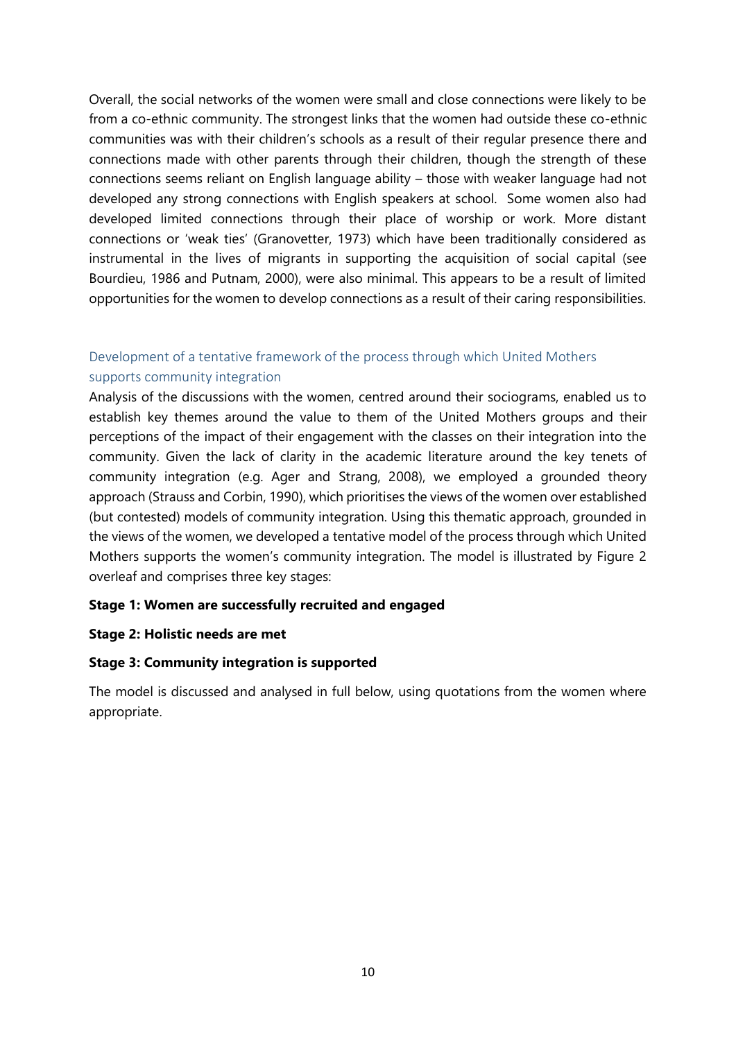Overall, the social networks of the women were small and close connections were likely to be from a co-ethnic community. The strongest links that the women had outside these co-ethnic communities was with their children's schools as a result of their regular presence there and connections made with other parents through their children, though the strength of these connections seems reliant on English language ability – those with weaker language had not developed any strong connections with English speakers at school. Some women also had developed limited connections through their place of worship or work. More distant connections or 'weak ties' (Granovetter, 1973) which have been traditionally considered as instrumental in the lives of migrants in supporting the acquisition of social capital (see Bourdieu, 1986 and Putnam, 2000), were also minimal. This appears to be a result of limited opportunities for the women to develop connections as a result of their caring responsibilities.

### Development of a tentative framework of the process through which United Mothers supports community integration

Analysis of the discussions with the women, centred around their sociograms, enabled us to establish key themes around the value to them of the United Mothers groups and their perceptions of the impact of their engagement with the classes on their integration into the community. Given the lack of clarity in the academic literature around the key tenets of community integration (e.g. Ager and Strang, 2008), we employed a grounded theory approach (Strauss and Corbin, 1990), which prioritises the views of the women over established (but contested) models of community integration. Using this thematic approach, grounded in the views of the women, we developed a tentative model of the process through which United Mothers supports the women's community integration. The model is illustrated by Figure 2 overleaf and comprises three key stages:

**Stage 1: Women are successfully recruited and engaged**

**Stage 2: Holistic needs are met**

**Stage 3: Community integration is supported**

The model is discussed and analysed in full below, using quotations from the women where appropriate.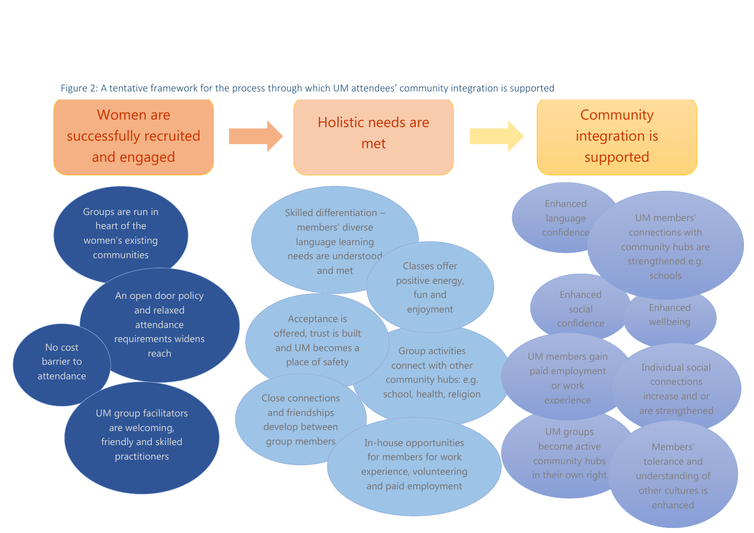Figure 2: A tentative framework for the process through which UM attendees' community integration is supported

**Women are successfully recruited and engaged** → **Holistic needs are met** → **Community integration is supported**

**Women are successfully recruited and engaged**

- Groups are run in heart of the women's existing communities
- An open door policy and relaxed attendance requirements widens reach
- No cost barrier to attendance
- UM group facilitators are welcoming, friendly and skilled practitioners

**Holistic needs are met**

- Skilled differentiation – members' diverse language learning needs are understood and met
- Classes offer positive energy, fun and enjoyment
- Acceptance is offered, trust is built and UM becomes a place of safety
- Group activities connect with other community hubs: e.g. school, health, religion
- Close connections and friendships develop between group members
- In-house opportunities for members for work experience, volunteering and paid employment

**Community integration is supported**

- Enhanced language confidence
- UM members' connections with community hubs are strengthened e.g. schools
- Enhanced social confidence
- Enhanced wellbeing
- UM members gain paid employment or work experience
- Individual social connections increase and or are strengthened
- UM groups become active community hubs in their own right
- Members' tolerance and understanding of other cultures is enhanced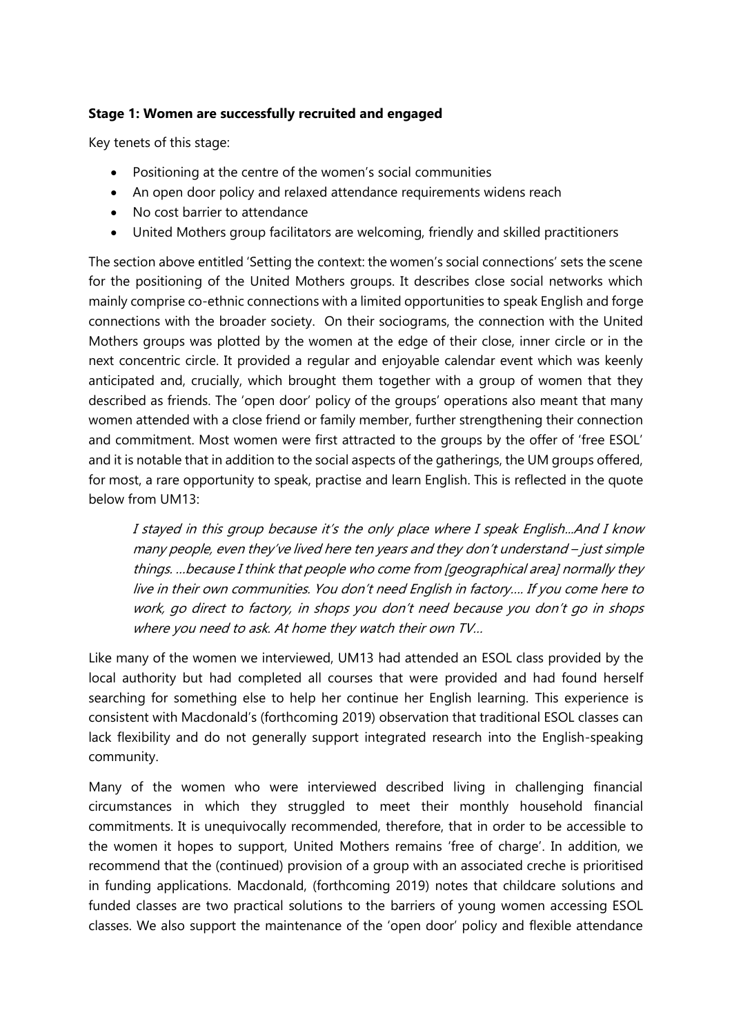**Stage 1: Women are successfully recruited and engaged**

Key tenets of this stage:

- Positioning at the centre of the women's social communities
- An open door policy and relaxed attendance requirements widens reach
- No cost barrier to attendance
- United Mothers group facilitators are welcoming, friendly and skilled practitioners

The section above entitled 'Setting the context: the women's social connections' sets the scene for the positioning of the United Mothers groups. It describes close social networks which mainly comprise co-ethnic connections with a limited opportunities to speak English and forge connections with the broader society. On their sociograms, the connection with the United Mothers groups was plotted by the women at the edge of their close, inner circle or in the next concentric circle. It provided a regular and enjoyable calendar event which was keenly anticipated and, crucially, which brought them together with a group of women that they described as friends. The 'open door' policy of the groups' operations also meant that many women attended with a close friend or family member, further strengthening their connection and commitment. Most women were first attracted to the groups by the offer of 'free ESOL' and it is notable that in addition to the social aspects of the gatherings, the UM groups offered, for most, a rare opportunity to speak, practise and learn English. This is reflected in the quote below from UM13:

> *I stayed in this group because it's the only place where I speak English...And I know many people, even they've lived here ten years and they don't understand – just simple things. …because I think that people who come from [geographical area] normally they live in their own communities. You don't need English in factory…. If you come here to work, go direct to factory, in shops you don't need because you don't go in shops where you need to ask. At home they watch their own TV…*

Like many of the women we interviewed, UM13 had attended an ESOL class provided by the local authority but had completed all courses that were provided and had found herself searching for something else to help her continue her English learning. This experience is consistent with Macdonald's (forthcoming 2019) observation that traditional ESOL classes can lack flexibility and do not generally support integrated research into the English-speaking community.

Many of the women who were interviewed described living in challenging financial circumstances in which they struggled to meet their monthly household financial commitments. It is unequivocally recommended, therefore, that in order to be accessible to the women it hopes to support, United Mothers remains 'free of charge'. In addition, we recommend that the (continued) provision of a group with an associated creche is prioritised in funding applications. Macdonald, (forthcoming 2019) notes that childcare solutions and funded classes are two practical solutions to the barriers of young women accessing ESOL classes. We also support the maintenance of the 'open door' policy and flexible attendance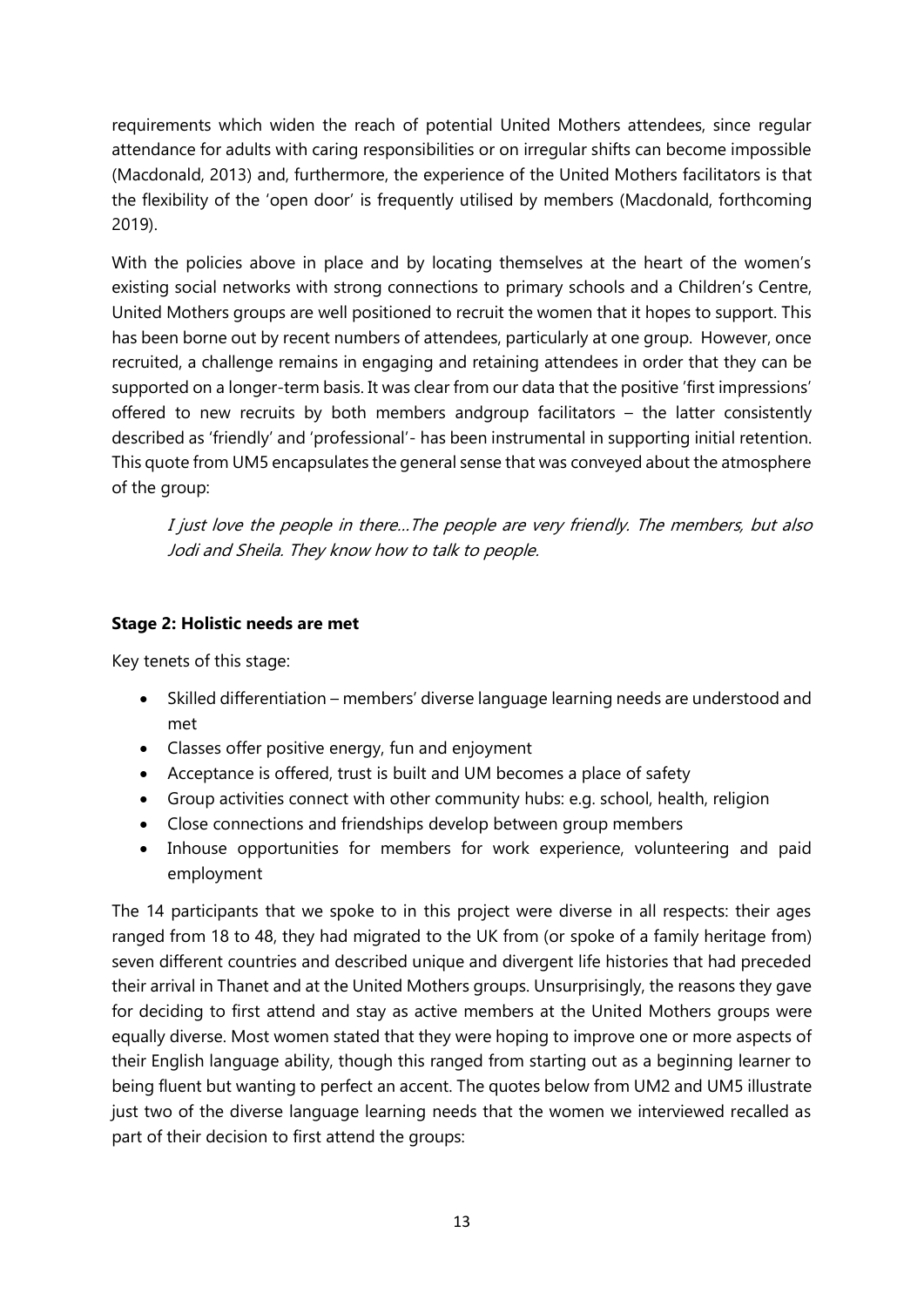requirements which widen the reach of potential United Mothers attendees, since regular attendance for adults with caring responsibilities or on irregular shifts can become impossible (Macdonald, 2013) and, furthermore, the experience of the United Mothers facilitators is that the flexibility of the 'open door' is frequently utilised by members (Macdonald, forthcoming 2019).

With the policies above in place and by locating themselves at the heart of the women's existing social networks with strong connections to primary schools and a Children's Centre, United Mothers groups are well positioned to recruit the women that it hopes to support. This has been borne out by recent numbers of attendees, particularly at one group. However, once recruited, a challenge remains in engaging and retaining attendees in order that they can be supported on a longer-term basis. It was clear from our data that the positive 'first impressions' offered to new recruits by both members andgroup facilitators – the latter consistently described as 'friendly' and 'professional'- has been instrumental in supporting initial retention. This quote from UM5 encapsulates the general sense that was conveyed about the atmosphere of the group:

> *I just love the people in there…The people are very friendly. The members, but also Jodi and Sheila. They know how to talk to people.*

### Stage 2: Holistic needs are met

Key tenets of this stage:

- Skilled differentiation – members' diverse language learning needs are understood and met
- Classes offer positive energy, fun and enjoyment
- Acceptance is offered, trust is built and UM becomes a place of safety
- Group activities connect with other community hubs: e.g. school, health, religion
- Close connections and friendships develop between group members
- Inhouse opportunities for members for work experience, volunteering and paid employment

The 14 participants that we spoke to in this project were diverse in all respects: their ages ranged from 18 to 48, they had migrated to the UK from (or spoke of a family heritage from) seven different countries and described unique and divergent life histories that had preceded their arrival in Thanet and at the United Mothers groups. Unsurprisingly, the reasons they gave for deciding to first attend and stay as active members at the United Mothers groups were equally diverse. Most women stated that they were hoping to improve one or more aspects of their English language ability, though this ranged from starting out as a beginning learner to being fluent but wanting to perfect an accent. The quotes below from UM2 and UM5 illustrate just two of the diverse language learning needs that the women we interviewed recalled as part of their decision to first attend the groups: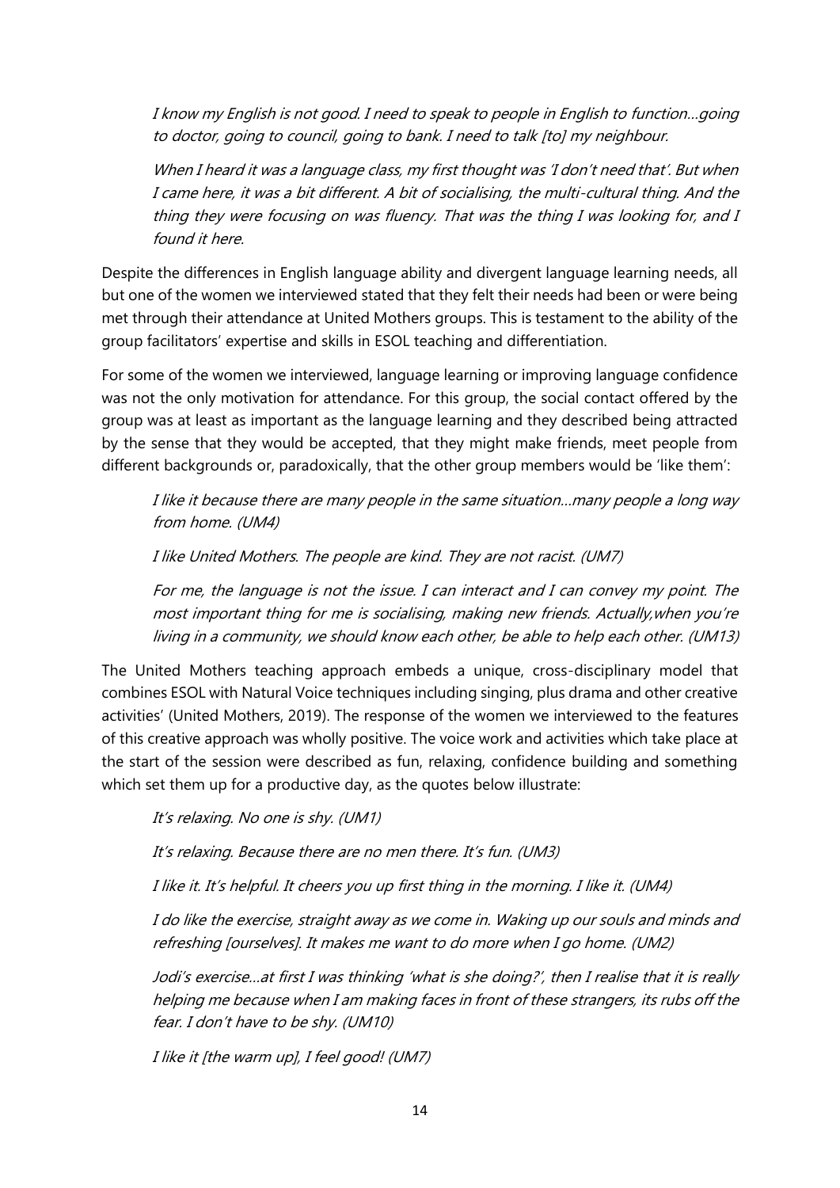*I know my English is not good. I need to speak to people in English to function…going to doctor, going to council, going to bank. I need to talk [to] my neighbour.*

*When I heard it was a language class, my first thought was 'I don't need that'. But when I came here, it was a bit different. A bit of socialising, the multi-cultural thing. And the thing they were focusing on was fluency. That was the thing I was looking for, and I found it here.*

Despite the differences in English language ability and divergent language learning needs, all but one of the women we interviewed stated that they felt their needs had been or were being met through their attendance at United Mothers groups. This is testament to the ability of the group facilitators' expertise and skills in ESOL teaching and differentiation.

For some of the women we interviewed, language learning or improving language confidence was not the only motivation for attendance. For this group, the social contact offered by the group was at least as important as the language learning and they described being attracted by the sense that they would be accepted, that they might make friends, meet people from different backgrounds or, paradoxically, that the other group members would be 'like them':

*I like it because there are many people in the same situation…many people a long way from home. (UM4)*

*I like United Mothers. The people are kind. They are not racist. (UM7)*

*For me, the language is not the issue. I can interact and I can convey my point. The most important thing for me is socialising, making new friends. Actually,when you're living in a community, we should know each other, be able to help each other. (UM13)*

The United Mothers teaching approach embeds a unique, cross-disciplinary model that combines ESOL with Natural Voice techniques including singing, plus drama and other creative activities' (United Mothers, 2019). The response of the women we interviewed to the features of this creative approach was wholly positive. The voice work and activities which take place at the start of the session were described as fun, relaxing, confidence building and something which set them up for a productive day, as the quotes below illustrate:

*It's relaxing. No one is shy. (UM1)*

*It's relaxing. Because there are no men there. It's fun. (UM3)*

*I like it. It's helpful. It cheers you up first thing in the morning. I like it. (UM4)*

*I do like the exercise, straight away as we come in. Waking up our souls and minds and refreshing [ourselves]. It makes me want to do more when I go home. (UM2)*

*Jodi's exercise…at first I was thinking 'what is she doing?', then I realise that it is really helping me because when I am making faces in front of these strangers, its rubs off the fear. I don't have to be shy. (UM10)*

*I like it [the warm up], I feel good! (UM7)*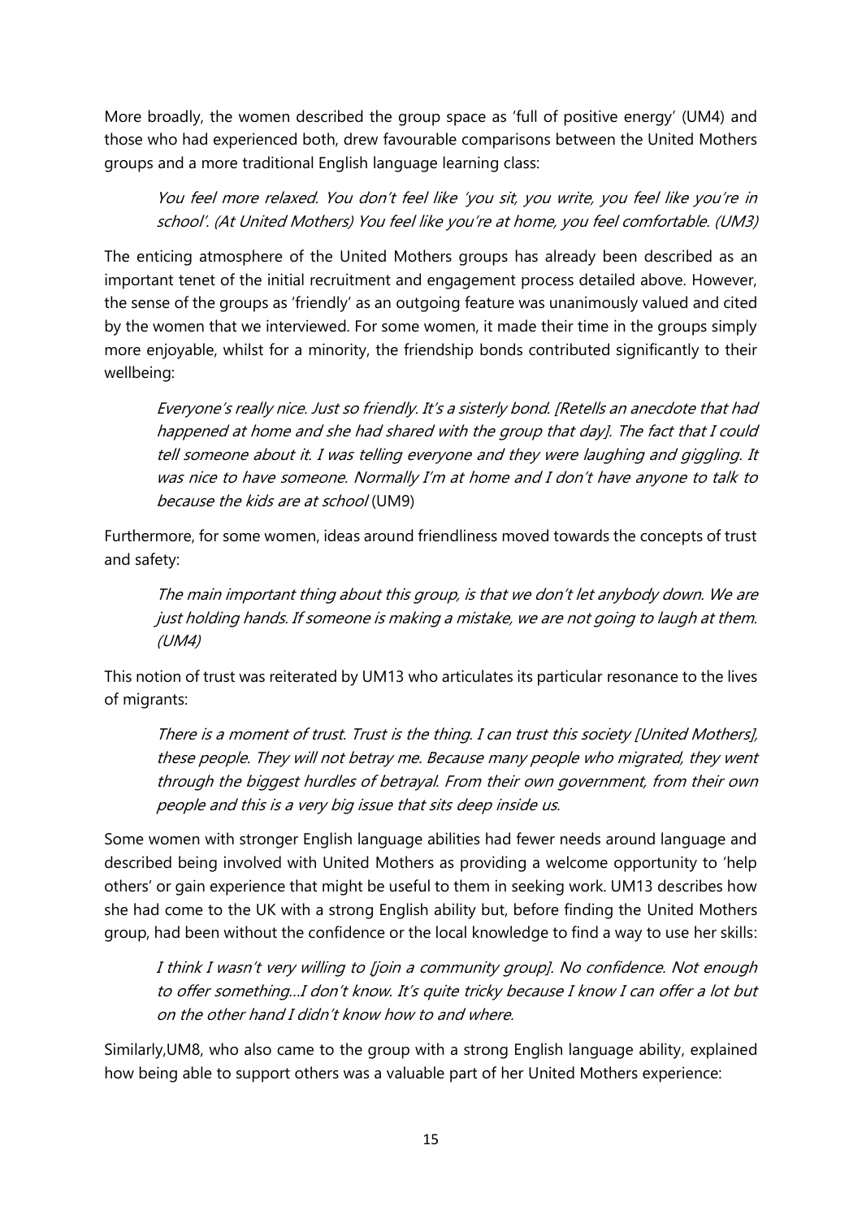More broadly, the women described the group space as 'full of positive energy' (UM4) and those who had experienced both, drew favourable comparisons between the United Mothers groups and a more traditional English language learning class:

> *You feel more relaxed. You don't feel like 'you sit, you write, you feel like you're in school'. (At United Mothers) You feel like you're at home, you feel comfortable. (UM3)*

The enticing atmosphere of the United Mothers groups has already been described as an important tenet of the initial recruitment and engagement process detailed above. However, the sense of the groups as 'friendly' as an outgoing feature was unanimously valued and cited by the women that we interviewed. For some women, it made their time in the groups simply more enjoyable, whilst for a minority, the friendship bonds contributed significantly to their wellbeing:

> *Everyone's really nice. Just so friendly. It's a sisterly bond. [Retells an anecdote that had happened at home and she had shared with the group that day]. The fact that I could tell someone about it. I was telling everyone and they were laughing and giggling. It was nice to have someone. Normally I'm at home and I don't have anyone to talk to because the kids are at school* (UM9)

Furthermore, for some women, ideas around friendliness moved towards the concepts of trust and safety:

> *The main important thing about this group, is that we don't let anybody down. We are just holding hands. If someone is making a mistake, we are not going to laugh at them. (UM4)*

This notion of trust was reiterated by UM13 who articulates its particular resonance to the lives of migrants:

> *There is a moment of trust. Trust is the thing. I can trust this society [United Mothers], these people. They will not betray me. Because many people who migrated, they went through the biggest hurdles of betrayal. From their own government, from their own people and this is a very big issue that sits deep inside us.*

Some women with stronger English language abilities had fewer needs around language and described being involved with United Mothers as providing a welcome opportunity to 'help others' or gain experience that might be useful to them in seeking work. UM13 describes how she had come to the UK with a strong English ability but, before finding the United Mothers group, had been without the confidence or the local knowledge to find a way to use her skills:

> *I think I wasn't very willing to [join a community group]. No confidence. Not enough to offer something…I don't know. It's quite tricky because I know I can offer a lot but on the other hand I didn't know how to and where.*

Similarly,UM8, who also came to the group with a strong English language ability, explained how being able to support others was a valuable part of her United Mothers experience: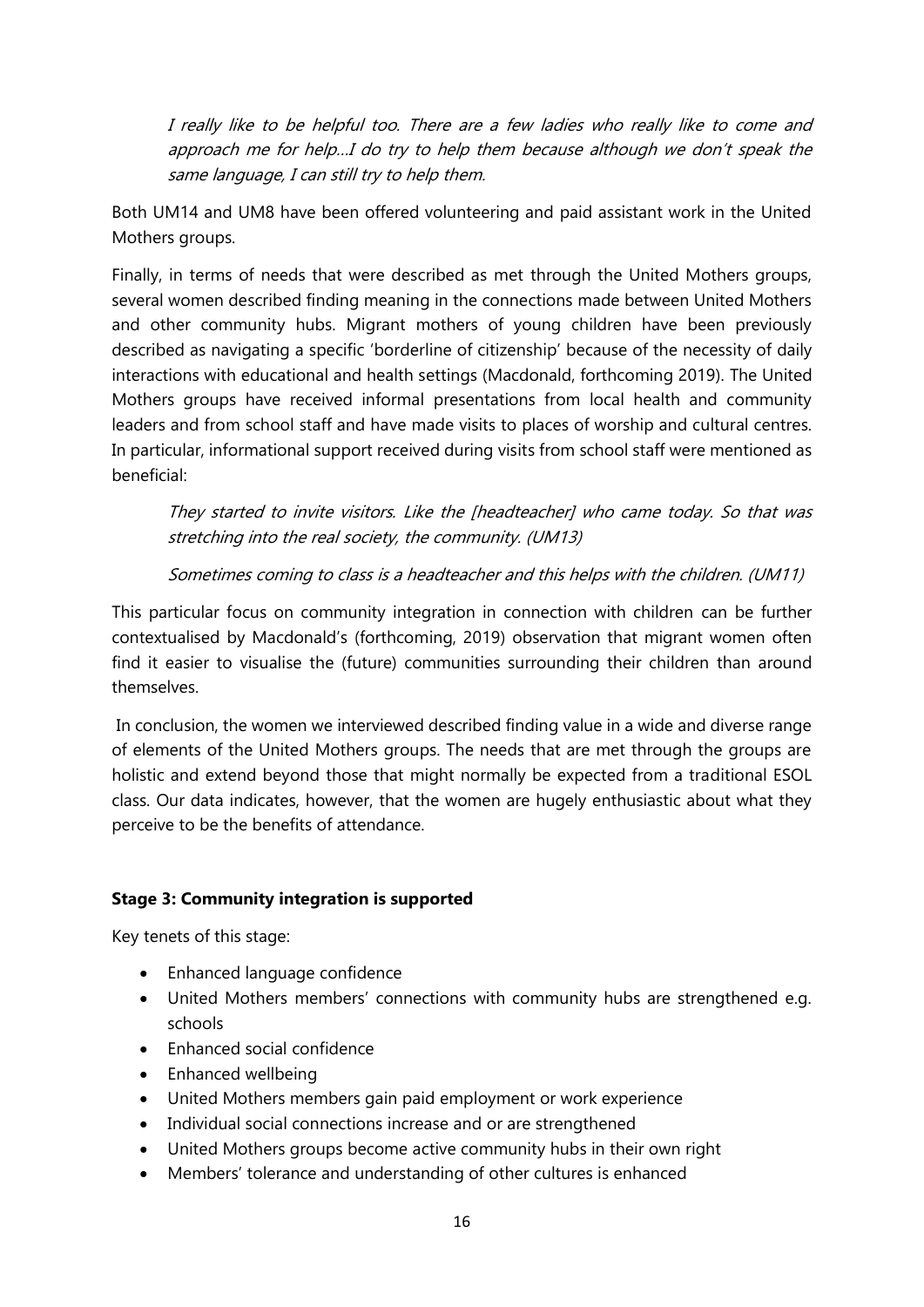*I really like to be helpful too. There are a few ladies who really like to come and approach me for help…I do try to help them because although we don't speak the same language, I can still try to help them.*

Both UM14 and UM8 have been offered volunteering and paid assistant work in the United Mothers groups.

Finally, in terms of needs that were described as met through the United Mothers groups, several women described finding meaning in the connections made between United Mothers and other community hubs. Migrant mothers of young children have been previously described as navigating a specific 'borderline of citizenship' because of the necessity of daily interactions with educational and health settings (Macdonald, forthcoming 2019). The United Mothers groups have received informal presentations from local health and community leaders and from school staff and have made visits to places of worship and cultural centres. In particular, informational support received during visits from school staff were mentioned as beneficial:

*They started to invite visitors. Like the [headteacher] who came today. So that was stretching into the real society, the community. (UM13)*

*Sometimes coming to class is a headteacher and this helps with the children. (UM11)*

This particular focus on community integration in connection with children can be further contextualised by Macdonald's (forthcoming, 2019) observation that migrant women often find it easier to visualise the (future) communities surrounding their children than around themselves.

In conclusion, the women we interviewed described finding value in a wide and diverse range of elements of the United Mothers groups. The needs that are met through the groups are holistic and extend beyond those that might normally be expected from a traditional ESOL class. Our data indicates, however, that the women are hugely enthusiastic about what they perceive to be the benefits of attendance.

**Stage 3: Community integration is supported**

Key tenets of this stage:

- Enhanced language confidence
- United Mothers members' connections with community hubs are strengthened e.g. schools
- Enhanced social confidence
- Enhanced wellbeing
- United Mothers members gain paid employment or work experience
- Individual social connections increase and or are strengthened
- United Mothers groups become active community hubs in their own right
- Members' tolerance and understanding of other cultures is enhanced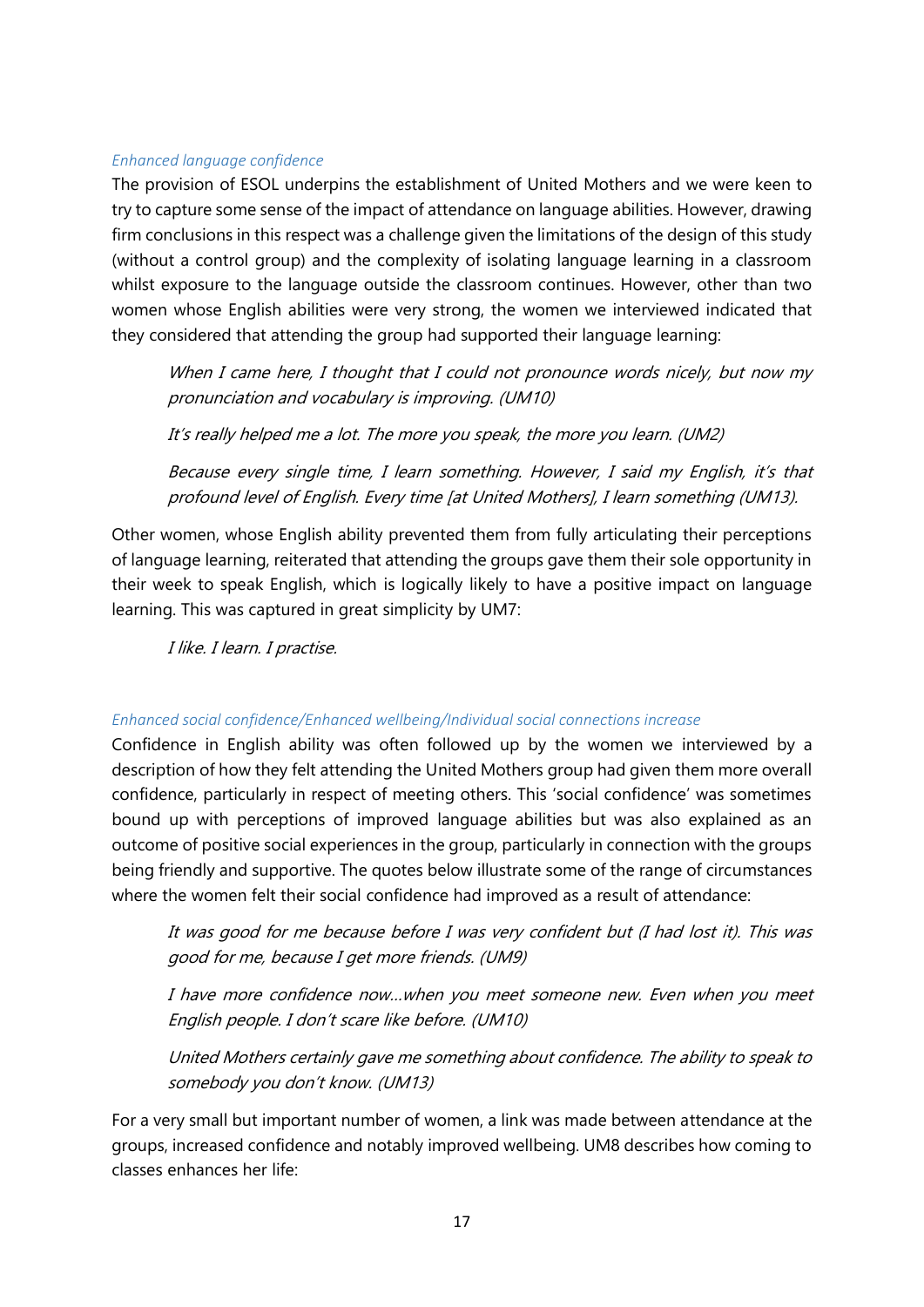### *Enhanced language confidence*

The provision of ESOL underpins the establishment of United Mothers and we were keen to try to capture some sense of the impact of attendance on language abilities. However, drawing firm conclusions in this respect was a challenge given the limitations of the design of this study (without a control group) and the complexity of isolating language learning in a classroom whilst exposure to the language outside the classroom continues. However, other than two women whose English abilities were very strong, the women we interviewed indicated that they considered that attending the group had supported their language learning:

> *When I came here, I thought that I could not pronounce words nicely, but now my pronunciation and vocabulary is improving. (UM10)*
>
> *It's really helped me a lot. The more you speak, the more you learn. (UM2)*
>
> *Because every single time, I learn something. However, I said my English, it's that profound level of English. Every time [at United Mothers], I learn something (UM13).*

Other women, whose English ability prevented them from fully articulating their perceptions of language learning, reiterated that attending the groups gave them their sole opportunity in their week to speak English, which is logically likely to have a positive impact on language learning. This was captured in great simplicity by UM7:

> *I like. I learn. I practise.*

### *Enhanced social confidence/Enhanced wellbeing/Individual social connections increase*

Confidence in English ability was often followed up by the women we interviewed by a description of how they felt attending the United Mothers group had given them more overall confidence, particularly in respect of meeting others. This 'social confidence' was sometimes bound up with perceptions of improved language abilities but was also explained as an outcome of positive social experiences in the group, particularly in connection with the groups being friendly and supportive. The quotes below illustrate some of the range of circumstances where the women felt their social confidence had improved as a result of attendance:

> *It was good for me because before I was very confident but (I had lost it). This was good for me, because I get more friends. (UM9)*
>
> *I have more confidence now…when you meet someone new. Even when you meet English people. I don't scare like before. (UM10)*
>
> *United Mothers certainly gave me something about confidence. The ability to speak to somebody you don't know. (UM13)*

For a very small but important number of women, a link was made between attendance at the groups, increased confidence and notably improved wellbeing. UM8 describes how coming to classes enhances her life: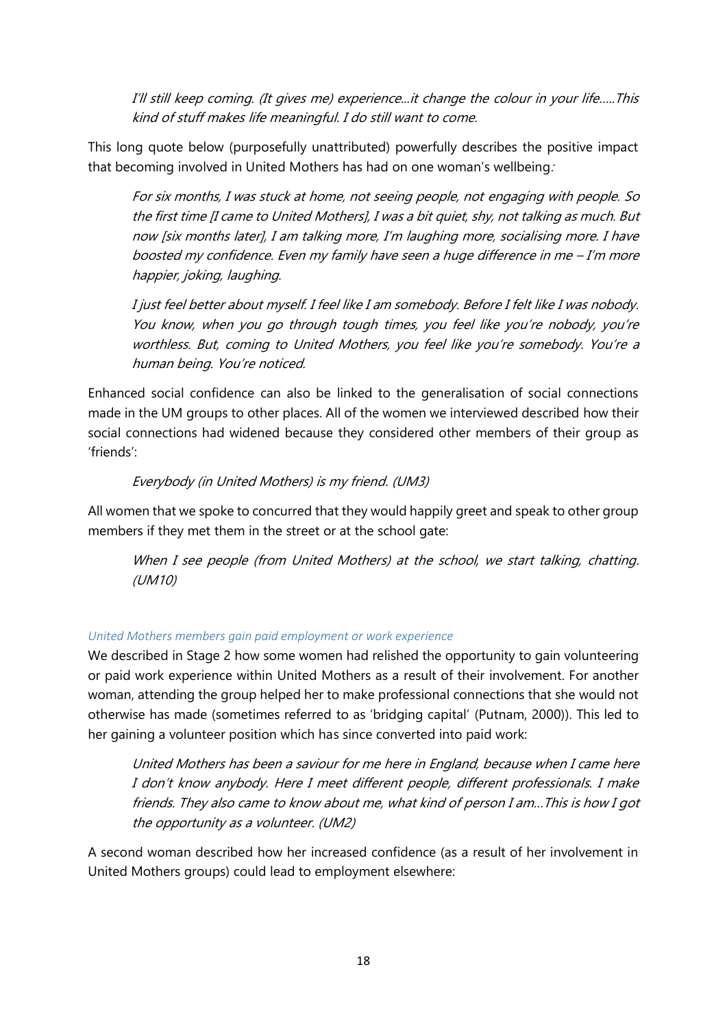*I'll still keep coming. (It gives me) experience...it change the colour in your life.....This kind of stuff makes life meaningful. I do still want to come.*

This long quote below (purposefully unattributed) powerfully describes the positive impact that becoming involved in United Mothers has had on one woman's wellbeing.:

*For six months, I was stuck at home, not seeing people, not engaging with people. So the first time [I came to United Mothers], I was a bit quiet, shy, not talking as much. But now [six months later], I am talking more, I'm laughing more, socialising more. I have boosted my confidence. Even my family have seen a huge difference in me – I'm more happier, joking, laughing.*

*I just feel better about myself. I feel like I am somebody. Before I felt like I was nobody. You know, when you go through tough times, you feel like you're nobody, you're worthless. But, coming to United Mothers, you feel like you're somebody. You're a human being. You're noticed.*

Enhanced social confidence can also be linked to the generalisation of social connections made in the UM groups to other places. All of the women we interviewed described how their social connections had widened because they considered other members of their group as 'friends':

*Everybody (in United Mothers) is my friend. (UM3)*

All women that we spoke to concurred that they would happily greet and speak to other group members if they met them in the street or at the school gate:

*When I see people (from United Mothers) at the school, we start talking, chatting. (UM10)*

#### *United Mothers members gain paid employment or work experience*

We described in Stage 2 how some women had relished the opportunity to gain volunteering or paid work experience within United Mothers as a result of their involvement. For another woman, attending the group helped her to make professional connections that she would not otherwise has made (sometimes referred to as 'bridging capital' (Putnam, 2000)). This led to her gaining a volunteer position which has since converted into paid work:

*United Mothers has been a saviour for me here in England, because when I came here I don't know anybody. Here I meet different people, different professionals. I make friends. They also came to know about me, what kind of person I am…This is how I got the opportunity as a volunteer. (UM2)*

A second woman described how her increased confidence (as a result of her involvement in United Mothers groups) could lead to employment elsewhere: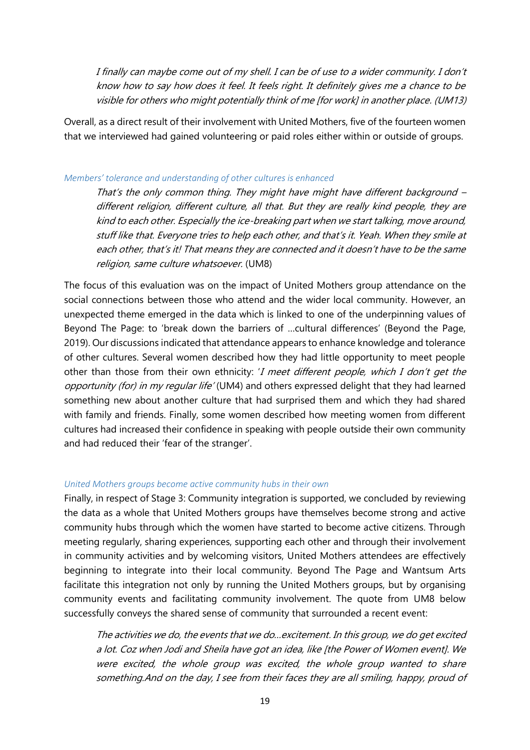> *I finally can maybe come out of my shell. I can be of use to a wider community. I don't know how to say how does it feel. It feels right. It definitely gives me a chance to be visible for others who might potentially think of me [for work] in another place. (UM13)*

Overall, as a direct result of their involvement with United Mothers, five of the fourteen women that we interviewed had gained volunteering or paid roles either within or outside of groups.

#### *Members' tolerance and understanding of other cultures is enhanced*

> *That's the only common thing. They might have might have different background – different religion, different culture, all that. But they are really kind people, they are kind to each other. Especially the ice-breaking part when we start talking, move around, stuff like that. Everyone tries to help each other, and that's it. Yeah. When they smile at each other, that's it! That means they are connected and it doesn't have to be the same religion, same culture whatsoever.* (UM8)

The focus of this evaluation was on the impact of United Mothers group attendance on the social connections between those who attend and the wider local community. However, an unexpected theme emerged in the data which is linked to one of the underpinning values of Beyond The Page: to 'break down the barriers of …cultural differences' (Beyond the Page, 2019). Our discussions indicated that attendance appears to enhance knowledge and tolerance of other cultures. Several women described how they had little opportunity to meet people other than those from their own ethnicity: '*I meet different people, which I don't get the opportunity (for) in my regular life*' (UM4) and others expressed delight that they had learned something new about another culture that had surprised them and which they had shared with family and friends. Finally, some women described how meeting women from different cultures had increased their confidence in speaking with people outside their own community and had reduced their 'fear of the stranger'.

#### *United Mothers groups become active community hubs in their own*

Finally, in respect of Stage 3: Community integration is supported, we concluded by reviewing the data as a whole that United Mothers groups have themselves become strong and active community hubs through which the women have started to become active citizens. Through meeting regularly, sharing experiences, supporting each other and through their involvement in community activities and by welcoming visitors, United Mothers attendees are effectively beginning to integrate into their local community. Beyond The Page and Wantsum Arts facilitate this integration not only by running the United Mothers groups, but by organising community events and facilitating community involvement. The quote from UM8 below successfully conveys the shared sense of community that surrounded a recent event:

> *The activities we do, the events that we do…excitement. In this group, we do get excited a lot. Coz when Jodi and Sheila have got an idea, like [the Power of Women event]. We were excited, the whole group was excited, the whole group wanted to share something.And on the day, I see from their faces they are all smiling, happy, proud of*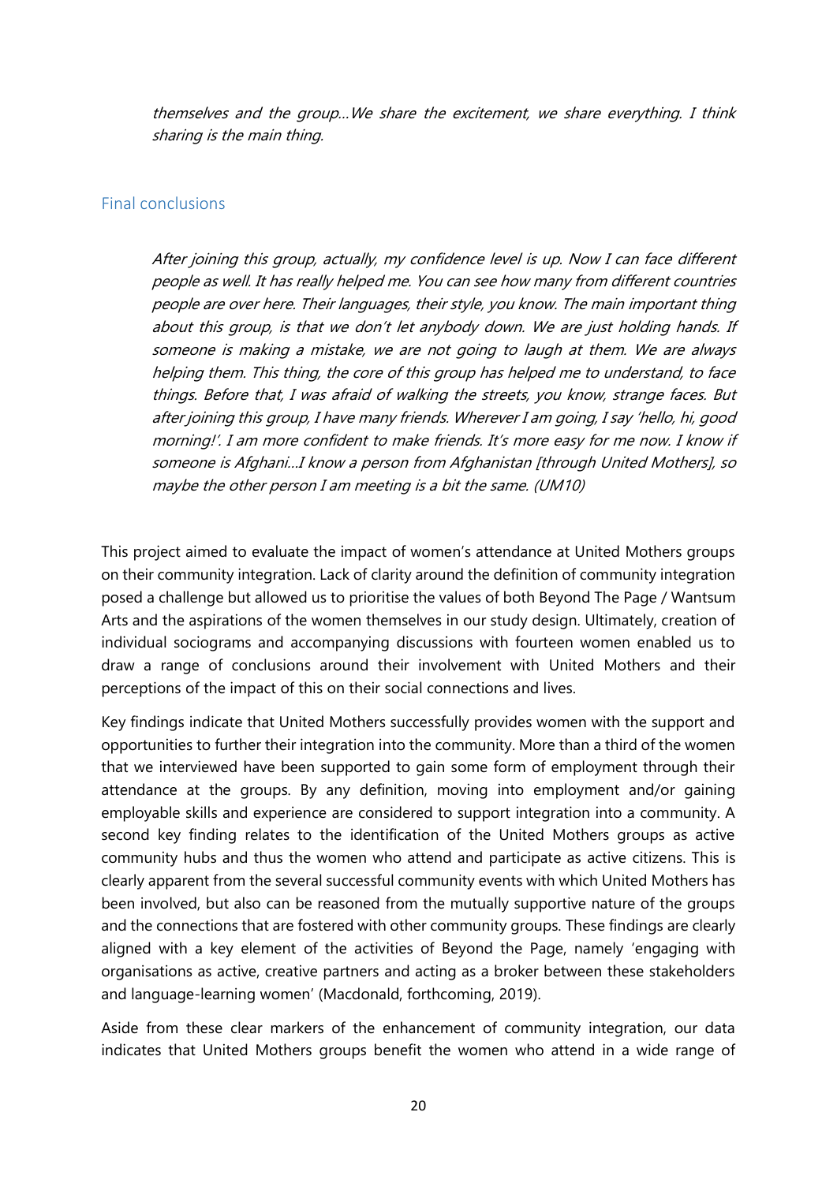*themselves and the group…We share the excitement, we share everything. I think sharing is the main thing.*

## Final conclusions

> *After joining this group, actually, my confidence level is up. Now I can face different people as well. It has really helped me. You can see how many from different countries people are over here. Their languages, their style, you know. The main important thing about this group, is that we don't let anybody down. We are just holding hands. If someone is making a mistake, we are not going to laugh at them. We are always helping them. This thing, the core of this group has helped me to understand, to face things. Before that, I was afraid of walking the streets, you know, strange faces. But after joining this group, I have many friends. Wherever I am going, I say 'hello, hi, good morning!'. I am more confident to make friends. It's more easy for me now. I know if someone is Afghani…I know a person from Afghanistan [through United Mothers], so maybe the other person I am meeting is a bit the same. (UM10)*

This project aimed to evaluate the impact of women's attendance at United Mothers groups on their community integration. Lack of clarity around the definition of community integration posed a challenge but allowed us to prioritise the values of both Beyond The Page / Wantsum Arts and the aspirations of the women themselves in our study design. Ultimately, creation of individual sociograms and accompanying discussions with fourteen women enabled us to draw a range of conclusions around their involvement with United Mothers and their perceptions of the impact of this on their social connections and lives.

Key findings indicate that United Mothers successfully provides women with the support and opportunities to further their integration into the community. More than a third of the women that we interviewed have been supported to gain some form of employment through their attendance at the groups. By any definition, moving into employment and/or gaining employable skills and experience are considered to support integration into a community. A second key finding relates to the identification of the United Mothers groups as active community hubs and thus the women who attend and participate as active citizens. This is clearly apparent from the several successful community events with which United Mothers has been involved, but also can be reasoned from the mutually supportive nature of the groups and the connections that are fostered with other community groups. These findings are clearly aligned with a key element of the activities of Beyond the Page, namely 'engaging with organisations as active, creative partners and acting as a broker between these stakeholders and language-learning women' (Macdonald, forthcoming, 2019).

Aside from these clear markers of the enhancement of community integration, our data indicates that United Mothers groups benefit the women who attend in a wide range of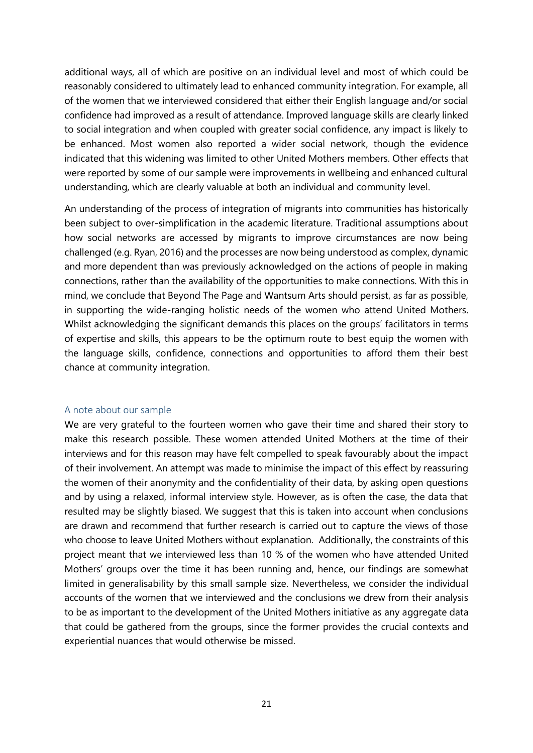additional ways, all of which are positive on an individual level and most of which could be reasonably considered to ultimately lead to enhanced community integration. For example, all of the women that we interviewed considered that either their English language and/or social confidence had improved as a result of attendance. Improved language skills are clearly linked to social integration and when coupled with greater social confidence, any impact is likely to be enhanced. Most women also reported a wider social network, though the evidence indicated that this widening was limited to other United Mothers members. Other effects that were reported by some of our sample were improvements in wellbeing and enhanced cultural understanding, which are clearly valuable at both an individual and community level.

An understanding of the process of integration of migrants into communities has historically been subject to over-simplification in the academic literature. Traditional assumptions about how social networks are accessed by migrants to improve circumstances are now being challenged (e.g. Ryan, 2016) and the processes are now being understood as complex, dynamic and more dependent than was previously acknowledged on the actions of people in making connections, rather than the availability of the opportunities to make connections. With this in mind, we conclude that Beyond The Page and Wantsum Arts should persist, as far as possible, in supporting the wide-ranging holistic needs of the women who attend United Mothers. Whilst acknowledging the significant demands this places on the groups' facilitators in terms of expertise and skills, this appears to be the optimum route to best equip the women with the language skills, confidence, connections and opportunities to afford them their best chance at community integration.

### A note about our sample

We are very grateful to the fourteen women who gave their time and shared their story to make this research possible. These women attended United Mothers at the time of their interviews and for this reason may have felt compelled to speak favourably about the impact of their involvement. An attempt was made to minimise the impact of this effect by reassuring the women of their anonymity and the confidentiality of their data, by asking open questions and by using a relaxed, informal interview style. However, as is often the case, the data that resulted may be slightly biased. We suggest that this is taken into account when conclusions are drawn and recommend that further research is carried out to capture the views of those who choose to leave United Mothers without explanation. Additionally, the constraints of this project meant that we interviewed less than 10 % of the women who have attended United Mothers' groups over the time it has been running and, hence, our findings are somewhat limited in generalisability by this small sample size. Nevertheless, we consider the individual accounts of the women that we interviewed and the conclusions we drew from their analysis to be as important to the development of the United Mothers initiative as any aggregate data that could be gathered from the groups, since the former provides the crucial contexts and experiential nuances that would otherwise be missed.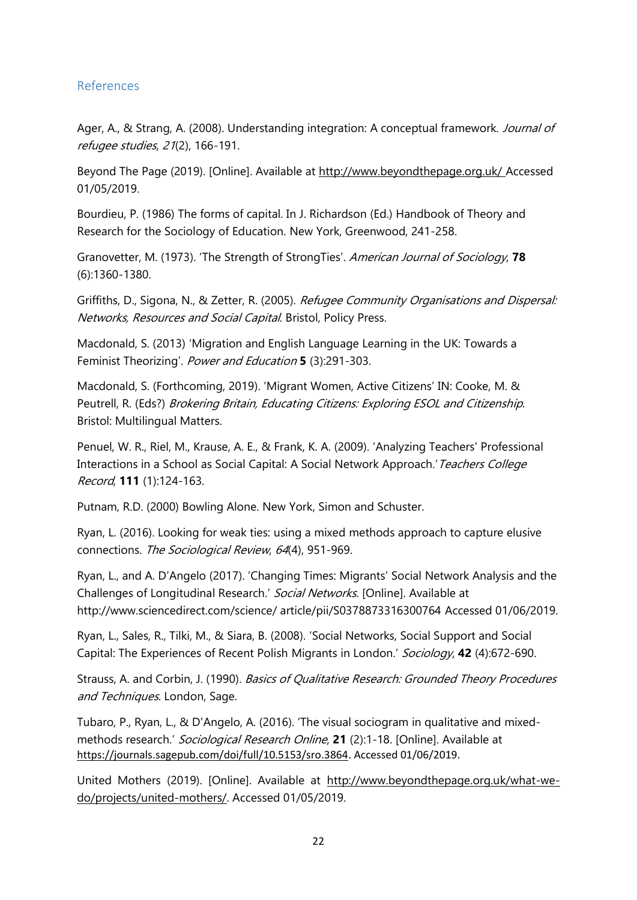## References

Ager, A., & Strang, A. (2008). Understanding integration: A conceptual framework. *Journal of refugee studies*, *21*(2), 166-191.

Beyond The Page (2019). [Online]. Available at http://www.beyondthepage.org.uk/ Accessed 01/05/2019.

Bourdieu, P. (1986) The forms of capital. In J. Richardson (Ed.) Handbook of Theory and Research for the Sociology of Education. New York, Greenwood, 241-258.

Granovetter, M. (1973). 'The Strength of StrongTies'. *American Journal of Sociology*, **78** (6):1360-1380.

Griffiths, D., Sigona, N., & Zetter, R. (2005). *Refugee Community Organisations and Dispersal: Networks, Resources and Social Capital*. Bristol, Policy Press.

Macdonald, S. (2013) 'Migration and English Language Learning in the UK: Towards a Feminist Theorizing'. *Power and Education* **5** (3):291-303.

Macdonald, S. (Forthcoming, 2019). 'Migrant Women, Active Citizens' IN: Cooke, M. & Peutrell, R. (Eds?) *Brokering Britain, Educating Citizens: Exploring ESOL and Citizenship*. Bristol: Multilingual Matters.

Penuel, W. R., Riel, M., Krause, A. E., & Frank, K. A. (2009). 'Analyzing Teachers' Professional Interactions in a School as Social Capital: A Social Network Approach.' *Teachers College Record*, **111** (1):124-163.

Putnam, R.D. (2000) Bowling Alone. New York, Simon and Schuster.

Ryan, L. (2016). Looking for weak ties: using a mixed methods approach to capture elusive connections. *The Sociological Review*, *64*(4), 951-969.

Ryan, L., and A. D'Angelo (2017). 'Changing Times: Migrants' Social Network Analysis and the Challenges of Longitudinal Research.' *Social Networks*. [Online]. Available at http://www.sciencedirect.com/science/ article/pii/S0378873316300764 Accessed 01/06/2019.

Ryan, L., Sales, R., Tilki, M., & Siara, B. (2008). 'Social Networks, Social Support and Social Capital: The Experiences of Recent Polish Migrants in London.' *Sociology*, **42** (4):672-690.

Strauss, A. and Corbin, J. (1990). *Basics of Qualitative Research: Grounded Theory Procedures and Techniques*. London, Sage.

Tubaro, P., Ryan, L., & D'Angelo, A. (2016). 'The visual sociogram in qualitative and mixed-methods research.' *Sociological Research Online*, **21** (2):1-18. [Online]. Available at https://journals.sagepub.com/doi/full/10.5153/sro.3864. Accessed 01/06/2019.

United Mothers (2019). [Online]. Available at http://www.beyondthepage.org.uk/what-we-do/projects/united-mothers/. Accessed 01/05/2019.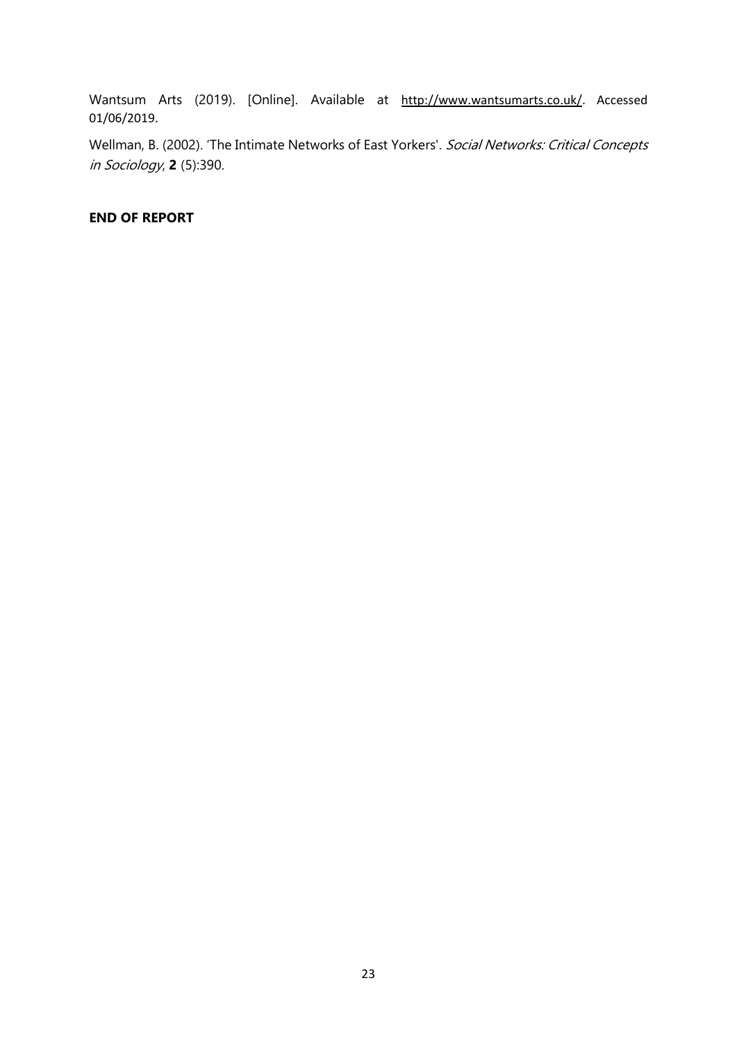Wantsum Arts (2019). [Online]. Available at http://www.wantsumarts.co.uk/. Accessed 01/06/2019.

Wellman, B. (2002). 'The Intimate Networks of East Yorkers'. *Social Networks: Critical Concepts in Sociology*, **2** (5):390.

**END OF REPORT**